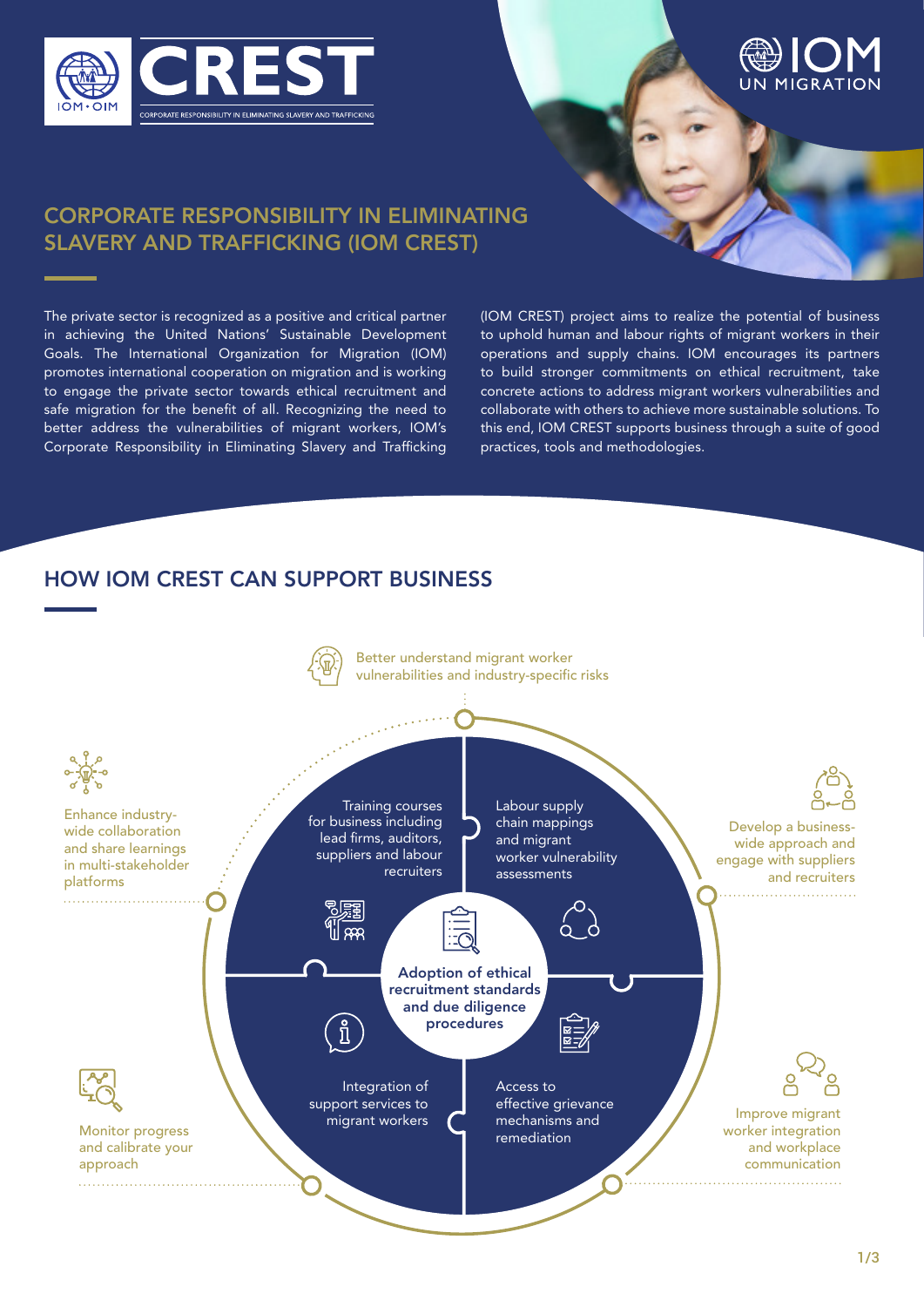# CORPORATE RESPONSIBILITY IN ELIMINATING SLAVERY AND TRAFFICKING (IOM CREST)

The private sector is recognized as a positive and critical partner in achieving the United Nations' Sustainable Development Goals. The International Organization for Migration (IOM) promotes international cooperation on migration and is working to engage the private sector towards ethical recruitment and safe migration for the benefit of all. Recognizing the need to better address the vulnerabilities of migrant workers, IOM's Corporate Responsibility in Eliminating Slavery and Trafficking (IOM CREST) project aims to realize the potential of business to uphold human and labour rights of migrant workers in their operations and supply chains. IOM encourages its partners to build stronger commitments on ethical recruitment, take concrete actions to address migrant workers vulnerabilities and collaborate with others to achieve more sustainable solutions. To this end, IOM CREST supports business through a suite of good practices, tools and methodologies.

## HOW IOM CREST CAN SUPPORT BUSINESS

**Adoption of ethical recruitment standards and due diligence procedures**

- Training courses for business including lead firms, auditors, suppliers and labour recruiters
- Labour supply chain mappings and migrant worker vulnerability assessments
- Integration of support services to migrant workers
- Access to effective grievance mechanisms and remediation

Outcomes:

- Better understand migrant worker vulnerabilities and industry-specific risks
- Develop a business-wide approach and engage with suppliers and recruiters
- Improve migrant worker integration and workplace communication
- Monitor progress and calibrate your approach
- Enhance industry-wide collaboration and share learnings in multi-stakeholder platforms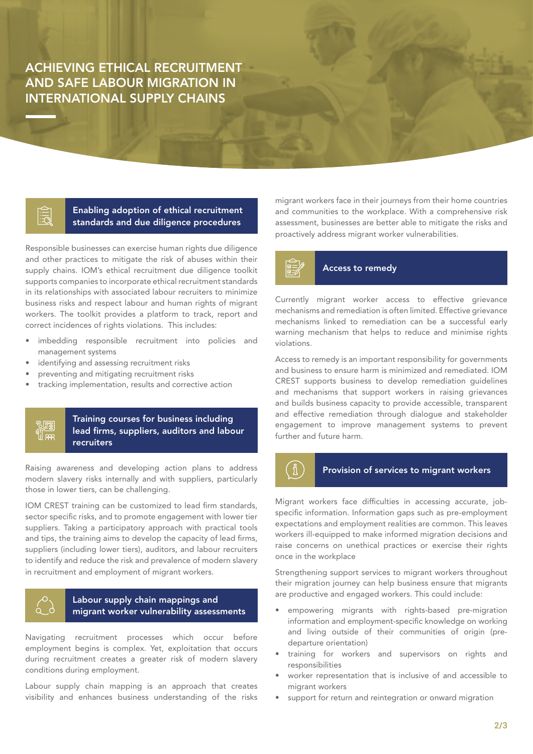# ACHIEVING ETHICAL RECRUITMENT AND SAFE LABOUR MIGRATION IN INTERNATIONAL SUPPLY CHAINS

## Enabling adoption of ethical recruitment standards and due diligence procedures

Responsible businesses can exercise human rights due diligence and other practices to mitigate the risk of abuses within their supply chains. IOM's ethical recruitment due diligence toolkit supports companies to incorporate ethical recruitment standards in its relationships with associated labour recruiters to minimize business risks and respect labour and human rights of migrant workers. The toolkit provides a platform to track, report and correct incidences of rights violations. This includes:

- imbedding responsible recruitment into policies and management systems
- identifying and assessing recruitment risks
- preventing and mitigating recruitment risks
- tracking implementation, results and corrective action

## Training courses for business including lead firms, suppliers, auditors and labour recruiters

Raising awareness and developing action plans to address modern slavery risks internally and with suppliers, particularly those in lower tiers, can be challenging.

IOM CREST training can be customized to lead firm standards, sector specific risks, and to promote engagement with lower tier suppliers. Taking a participatory approach with practical tools and tips, the training aims to develop the capacity of lead firms, suppliers (including lower tiers), auditors, and labour recruiters to identify and reduce the risk and prevalence of modern slavery in recruitment and employment of migrant workers.

## Labour supply chain mappings and migrant worker vulnerability assessments

Navigating recruitment processes which occur before employment begins is complex. Yet, exploitation that occurs during recruitment creates a greater risk of modern slavery conditions during employment.

Labour supply chain mapping is an approach that creates visibility and enhances business understanding of the risks migrant workers face in their journeys from their home countries and communities to the workplace. With a comprehensive risk assessment, businesses are better able to mitigate the risks and proactively address migrant worker vulnerabilities.

## Access to remedy

Currently migrant worker access to effective grievance mechanisms and remediation is often limited. Effective grievance mechanisms linked to remediation can be a successful early warning mechanism that helps to reduce and minimise rights violations.

Access to remedy is an important responsibility for governments and business to ensure harm is minimized and remediated. IOM CREST supports business to develop remediation guidelines and mechanisms that support workers in raising grievances and builds business capacity to provide accessible, transparent and effective remediation through dialogue and stakeholder engagement to improve management systems to prevent further and future harm.

## Provision of services to migrant workers

Migrant workers face difficulties in accessing accurate, job-specific information. Information gaps such as pre-employment expectations and employment realities are common. This leaves workers ill-equipped to make informed migration decisions and raise concerns on unethical practices or exercise their rights once in the workplace

Strengthening support services to migrant workers throughout their migration journey can help business ensure that migrants are productive and engaged workers. This could include:

- empowering migrants with rights-based pre-migration information and employment-specific knowledge on working and living outside of their communities of origin (pre-departure orientation)
- training for workers and supervisors on rights and responsibilities
- worker representation that is inclusive of and accessible to migrant workers
- support for return and reintegration or onward migration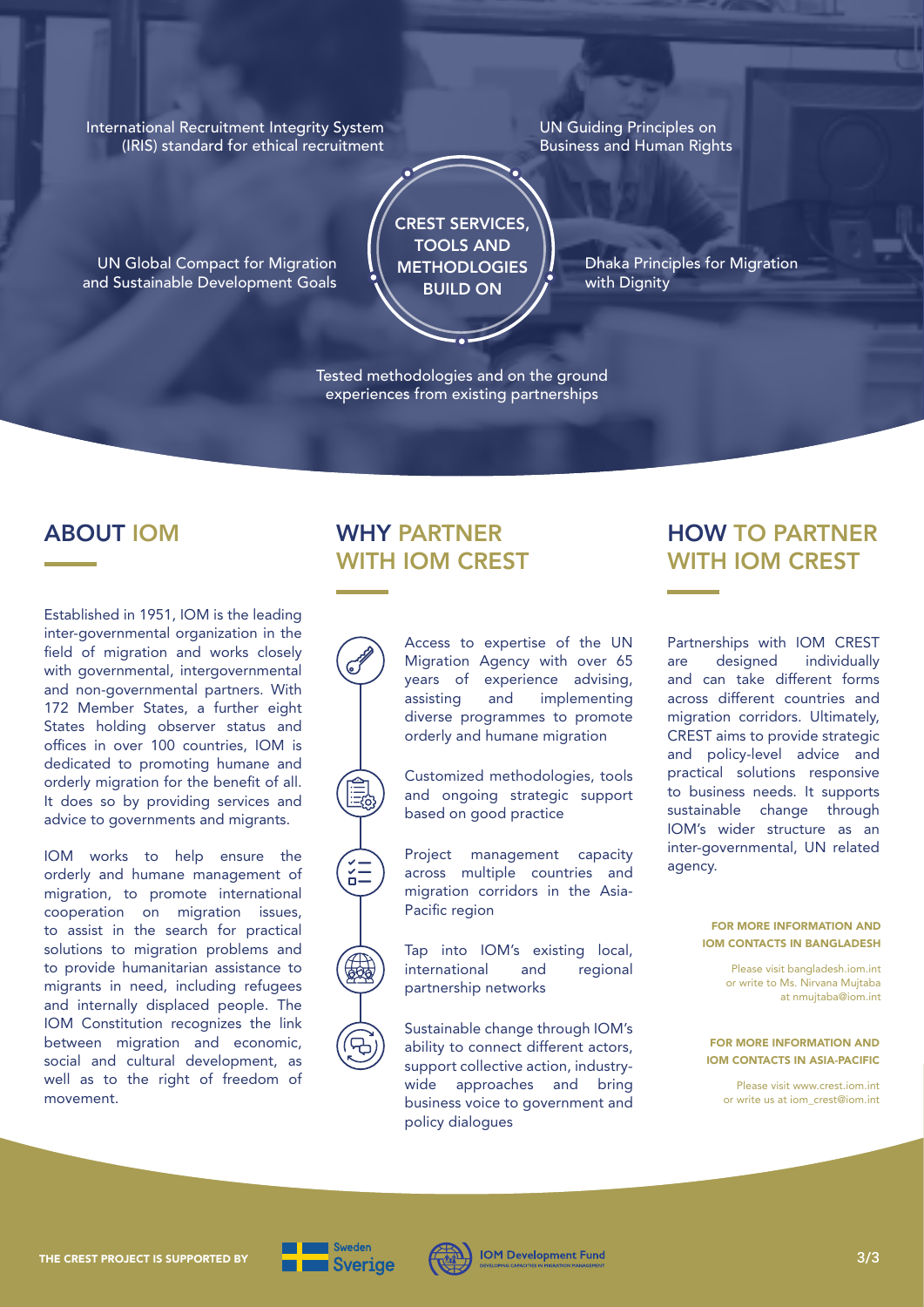International Recruitment Integrity System (IRIS) standard for ethical recruitment

UN Guiding Principles on Business and Human Rights

UN Global Compact for Migration and Sustainable Development Goals

**CREST SERVICES, TOOLS AND METHODOLOGIES BUILD ON**

Dhaka Principles for Migration with Dignity

Tested methodologies and on the ground experiences from existing partnerships

## ABOUT IOM

Established in 1951, IOM is the leading inter-governmental organization in the field of migration and works closely with governmental, intergovernmental and non-governmental partners. With 172 Member States, a further eight States holding observer status and offices in over 100 countries, IOM is dedicated to promoting humane and orderly migration for the benefit of all. It does so by providing services and advice to governments and migrants.

IOM works to help ensure the orderly and humane management of migration, to promote international cooperation on migration issues, to assist in the search for practical solutions to migration problems and to provide humanitarian assistance to migrants in need, including refugees and internally displaced people. The IOM Constitution recognizes the link between migration and economic, social and cultural development, as well as to the right of freedom of movement.

## WHY PARTNER WITH IOM CREST

- Access to expertise of the UN Migration Agency with over 65 years of experience advising, assisting and implementing diverse programmes to promote orderly and humane migration
- Customized methodologies, tools and ongoing strategic support based on good practice
- Project management capacity across multiple countries and migration corridors in the Asia-Pacific region
- Tap into IOM's existing local, international and regional partnership networks
- Sustainable change through IOM's ability to connect different actors, support collective action, industry-wide approaches and bring business voice to government and policy dialogues

## HOW TO PARTNER WITH IOM CREST

Partnerships with IOM CREST are designed individually and can take different forms across different countries and migration corridors. Ultimately, CREST aims to provide strategic and policy-level advice and practical solutions responsive to business needs. It supports sustainable change through IOM's wider structure as an inter-governmental, UN related agency.

**FOR MORE INFORMATION AND IOM CONTACTS IN BANGLADESH**

Please visit bangladesh.iom.int or write to Ms. Nirvana Mujtaba at nmujtaba@iom.int

**FOR MORE INFORMATION AND IOM CONTACTS IN ASIA-PACIFIC**

Please visit www.crest.iom.int or write us at iom_crest@iom.int

**THE CREST PROJECT IS SUPPORTED BY** Sweden Sverige · IOM Development Fund — Developing Capacities in Migration Management